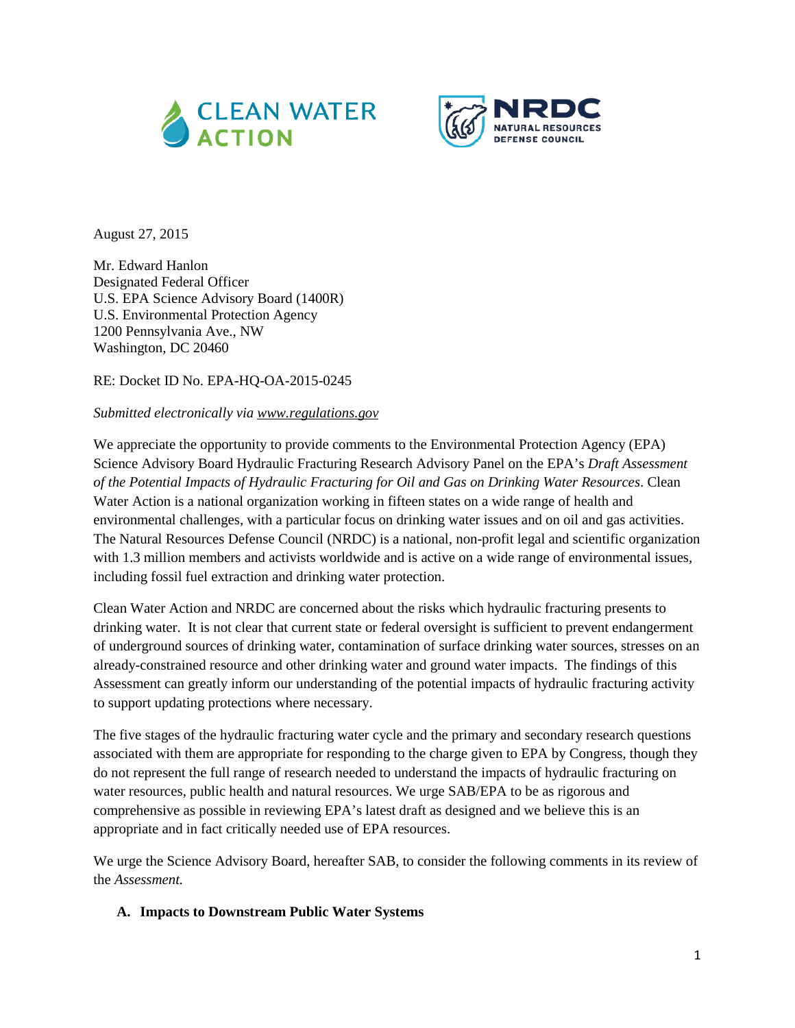CLEAN WATER ACTION

NRDC NATURAL RESOURCES DEFENSE COUNCIL

August 27, 2015

Mr. Edward Hanlon
Designated Federal Officer
U.S. EPA Science Advisory Board (1400R)
U.S. Environmental Protection Agency
1200 Pennsylvania Ave., NW
Washington, DC 20460

RE: Docket ID No. EPA-HQ-OA-2015-0245

*Submitted electronically via www.regulations.gov*

We appreciate the opportunity to provide comments to the Environmental Protection Agency (EPA) Science Advisory Board Hydraulic Fracturing Research Advisory Panel on the EPA's *Draft Assessment of the Potential Impacts of Hydraulic Fracturing for Oil and Gas on Drinking Water Resources*. Clean Water Action is a national organization working in fifteen states on a wide range of health and environmental challenges, with a particular focus on drinking water issues and on oil and gas activities. The Natural Resources Defense Council (NRDC) is a national, non-profit legal and scientific organization with 1.3 million members and activists worldwide and is active on a wide range of environmental issues, including fossil fuel extraction and drinking water protection.

Clean Water Action and NRDC are concerned about the risks which hydraulic fracturing presents to drinking water. It is not clear that current state or federal oversight is sufficient to prevent endangerment of underground sources of drinking water, contamination of surface drinking water sources, stresses on an already-constrained resource and other drinking water and ground water impacts. The findings of this Assessment can greatly inform our understanding of the potential impacts of hydraulic fracturing activity to support updating protections where necessary.

The five stages of the hydraulic fracturing water cycle and the primary and secondary research questions associated with them are appropriate for responding to the charge given to EPA by Congress, though they do not represent the full range of research needed to understand the impacts of hydraulic fracturing on water resources, public health and natural resources. We urge SAB/EPA to be as rigorous and comprehensive as possible in reviewing EPA's latest draft as designed and we believe this is an appropriate and in fact critically needed use of EPA resources.

We urge the Science Advisory Board, hereafter SAB, to consider the following comments in its review of the *Assessment.*

**A. Impacts to Downstream Public Water Systems**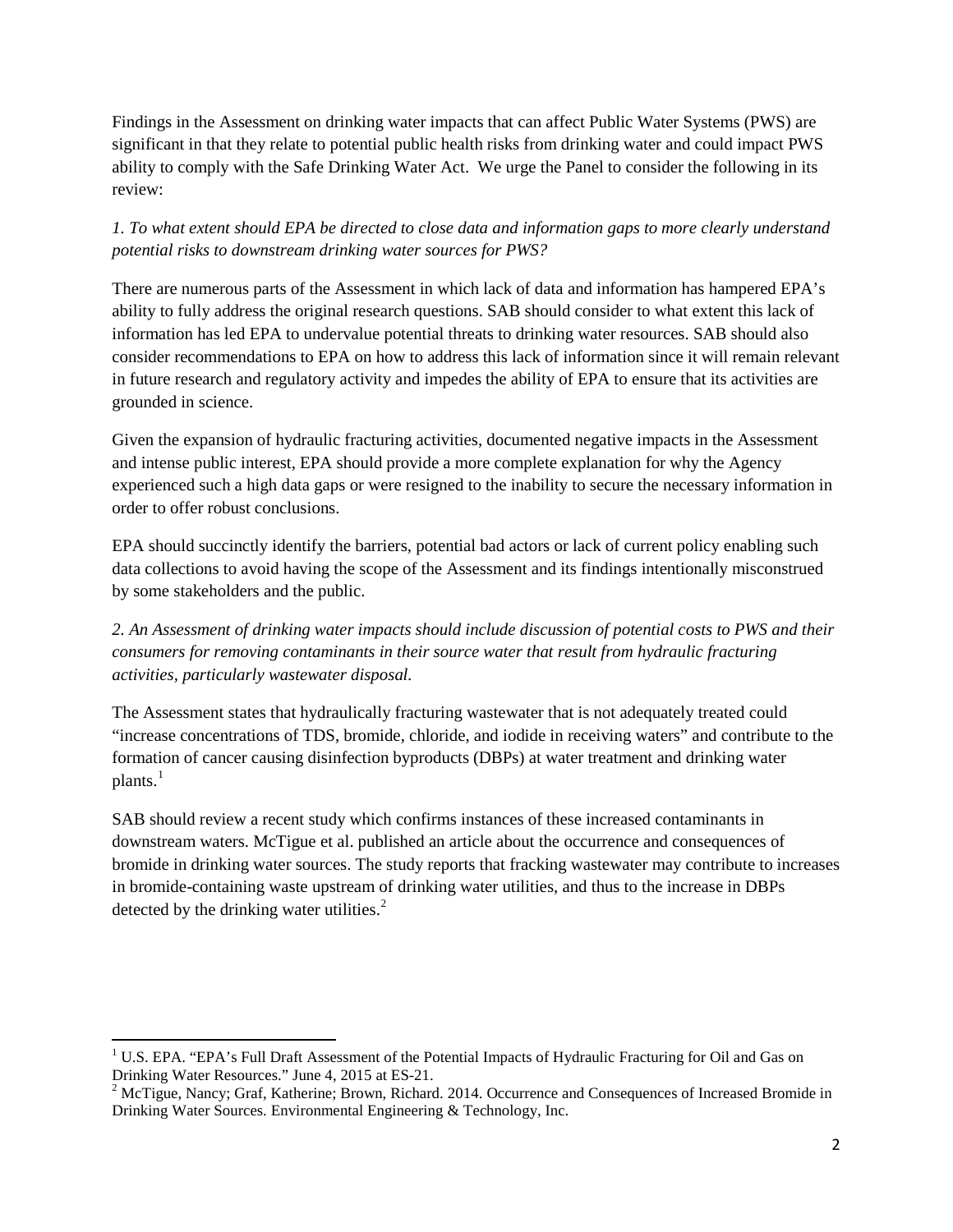Findings in the Assessment on drinking water impacts that can affect Public Water Systems (PWS) are significant in that they relate to potential public health risks from drinking water and could impact PWS ability to comply with the Safe Drinking Water Act. We urge the Panel to consider the following in its review:

*1. To what extent should EPA be directed to close data and information gaps to more clearly understand potential risks to downstream drinking water sources for PWS?*

There are numerous parts of the Assessment in which lack of data and information has hampered EPA's ability to fully address the original research questions. SAB should consider to what extent this lack of information has led EPA to undervalue potential threats to drinking water resources. SAB should also consider recommendations to EPA on how to address this lack of information since it will remain relevant in future research and regulatory activity and impedes the ability of EPA to ensure that its activities are grounded in science.

Given the expansion of hydraulic fracturing activities, documented negative impacts in the Assessment and intense public interest, EPA should provide a more complete explanation for why the Agency experienced such a high data gaps or were resigned to the inability to secure the necessary information in order to offer robust conclusions.

EPA should succinctly identify the barriers, potential bad actors or lack of current policy enabling such data collections to avoid having the scope of the Assessment and its findings intentionally misconstrued by some stakeholders and the public.

*2. An Assessment of drinking water impacts should include discussion of potential costs to PWS and their consumers for removing contaminants in their source water that result from hydraulic fracturing activities, particularly wastewater disposal.*

The Assessment states that hydraulically fracturing wastewater that is not adequately treated could "increase concentrations of TDS, bromide, chloride, and iodide in receiving waters" and contribute to the formation of cancer causing disinfection byproducts (DBPs) at water treatment and drinking water plants.[1]

SAB should review a recent study which confirms instances of these increased contaminants in downstream waters. McTigue et al. published an article about the occurrence and consequences of bromide in drinking water sources. The study reports that fracking wastewater may contribute to increases in bromide-containing waste upstream of drinking water utilities, and thus to the increase in DBPs detected by the drinking water utilities.[2]

---

[1] U.S. EPA. "EPA's Full Draft Assessment of the Potential Impacts of Hydraulic Fracturing for Oil and Gas on Drinking Water Resources." June 4, 2015 at ES-21.

[2] McTigue, Nancy; Graf, Katherine; Brown, Richard. 2014. Occurrence and Consequences of Increased Bromide in Drinking Water Sources. Environmental Engineering & Technology, Inc.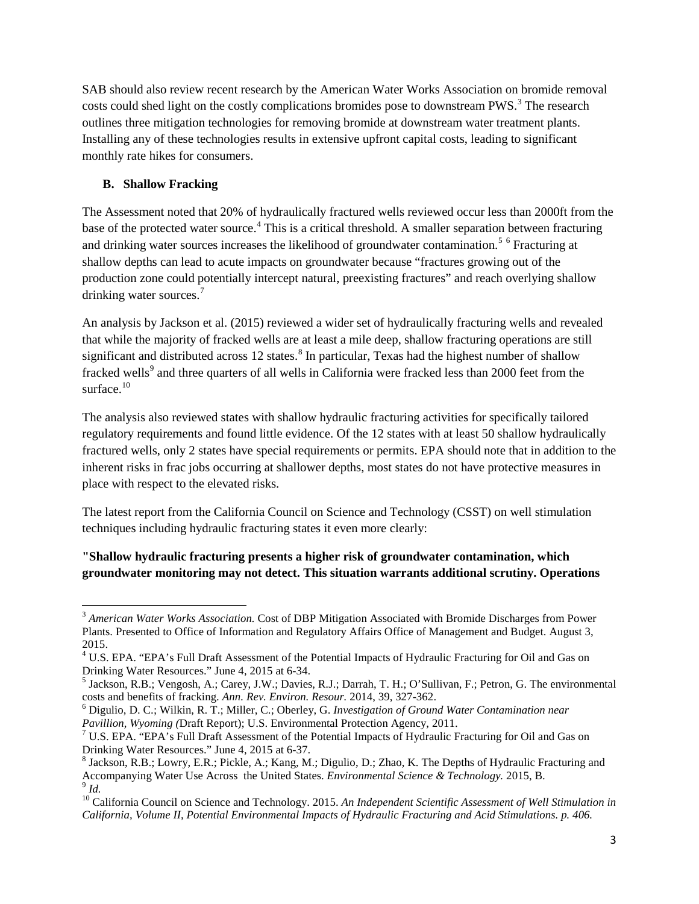SAB should also review recent research by the American Water Works Association on bromide removal costs could shed light on the costly complications bromides pose to downstream PWS.[3] The research outlines three mitigation technologies for removing bromide at downstream water treatment plants. Installing any of these technologies results in extensive upfront capital costs, leading to significant monthly rate hikes for consumers.

### B. Shallow Fracking

The Assessment noted that 20% of hydraulically fractured wells reviewed occur less than 2000ft from the base of the protected water source.[4] This is a critical threshold. A smaller separation between fracturing and drinking water sources increases the likelihood of groundwater contamination.[5] [6] Fracturing at shallow depths can lead to acute impacts on groundwater because "fractures growing out of the production zone could potentially intercept natural, preexisting fractures" and reach overlying shallow drinking water sources.[7]

An analysis by Jackson et al. (2015) reviewed a wider set of hydraulically fracturing wells and revealed that while the majority of fracked wells are at least a mile deep, shallow fracturing operations are still significant and distributed across 12 states.[8] In particular, Texas had the highest number of shallow fracked wells[9] and three quarters of all wells in California were fracked less than 2000 feet from the surface.[10]

The analysis also reviewed states with shallow hydraulic fracturing activities for specifically tailored regulatory requirements and found little evidence. Of the 12 states with at least 50 shallow hydraulically fractured wells, only 2 states have special requirements or permits. EPA should note that in addition to the inherent risks in frac jobs occurring at shallower depths, most states do not have protective measures in place with respect to the elevated risks.

The latest report from the California Council on Science and Technology (CSST) on well stimulation techniques including hydraulic fracturing states it even more clearly:

**"Shallow hydraulic fracturing presents a higher risk of groundwater contamination, which groundwater monitoring may not detect. This situation warrants additional scrutiny. Operations**

---

[3] *American Water Works Association.* Cost of DBP Mitigation Associated with Bromide Discharges from Power Plants. Presented to Office of Information and Regulatory Affairs Office of Management and Budget. August 3, 2015.

[4] U.S. EPA. "EPA's Full Draft Assessment of the Potential Impacts of Hydraulic Fracturing for Oil and Gas on Drinking Water Resources." June 4, 2015 at 6-34.

[5] Jackson, R.B.; Vengosh, A.; Carey, J.W.; Davies, R.J.; Darrah, T. H.; O'Sullivan, F.; Petron, G. The environmental costs and benefits of fracking. *Ann. Rev. Environ. Resour.* 2014, 39, 327-362.

[6] Digulio, D. C.; Wilkin, R. T.; Miller, C.; Oberley, G. *Investigation of Ground Water Contamination near Pavillion, Wyoming (*Draft Report); U.S. Environmental Protection Agency, 2011.

[7] U.S. EPA. "EPA's Full Draft Assessment of the Potential Impacts of Hydraulic Fracturing for Oil and Gas on Drinking Water Resources." June 4, 2015 at 6-37.

[8] Jackson, R.B.; Lowry, E.R.; Pickle, A.; Kang, M.; Digulio, D.; Zhao, K. The Depths of Hydraulic Fracturing and Accompanying Water Use Across the United States. *Environmental Science & Technology.* 2015, B.

[9] *Id.*

[10] California Council on Science and Technology. 2015. *An Independent Scientific Assessment of Well Stimulation in California, Volume II, Potential Environmental Impacts of Hydraulic Fracturing and Acid Stimulations. p. 406.*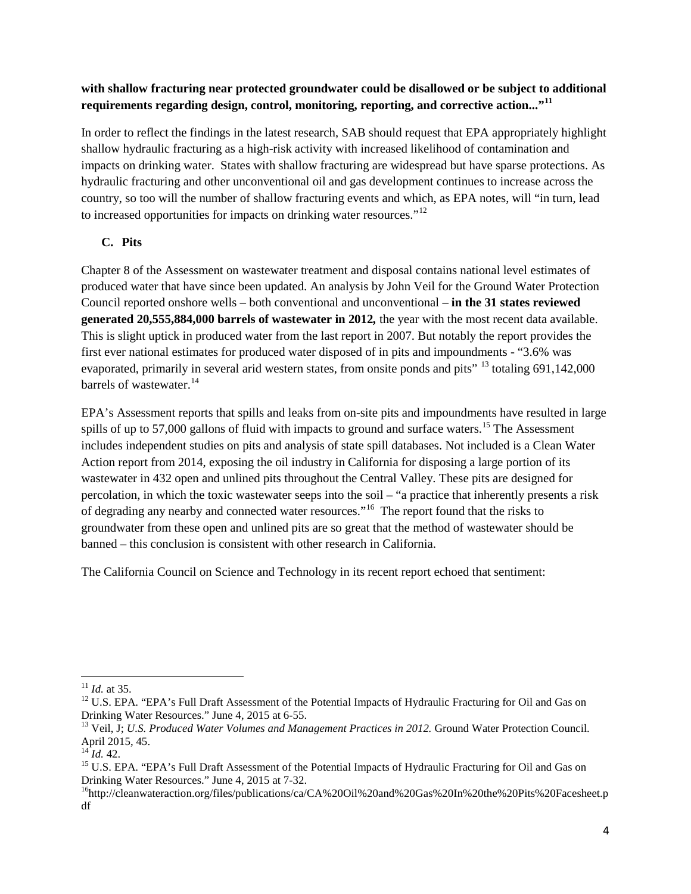**with shallow fracturing near protected groundwater could be disallowed or be subject to additional requirements regarding design, control, monitoring, reporting, and corrective action..."[11]**

In order to reflect the findings in the latest research, SAB should request that EPA appropriately highlight shallow hydraulic fracturing as a high-risk activity with increased likelihood of contamination and impacts on drinking water. States with shallow fracturing are widespread but have sparse protections. As hydraulic fracturing and other unconventional oil and gas development continues to increase across the country, so too will the number of shallow fracturing events and which, as EPA notes, will "in turn, lead to increased opportunities for impacts on drinking water resources."[12]

### C. Pits

Chapter 8 of the Assessment on wastewater treatment and disposal contains national level estimates of produced water that have since been updated. An analysis by John Veil for the Ground Water Protection Council reported onshore wells – both conventional and unconventional – **in the 31 states reviewed generated 20,555,884,000 barrels of wastewater in 2012,** the year with the most recent data available. This is slight uptick in produced water from the last report in 2007. But notably the report provides the first ever national estimates for produced water disposed of in pits and impoundments - "3.6% was evaporated, primarily in several arid western states, from onsite ponds and pits" [13] totaling 691,142,000 barrels of wastewater.[14]

EPA's Assessment reports that spills and leaks from on-site pits and impoundments have resulted in large spills of up to 57,000 gallons of fluid with impacts to ground and surface waters.[15] The Assessment includes independent studies on pits and analysis of state spill databases. Not included is a Clean Water Action report from 2014, exposing the oil industry in California for disposing a large portion of its wastewater in 432 open and unlined pits throughout the Central Valley. These pits are designed for percolation, in which the toxic wastewater seeps into the soil – "a practice that inherently presents a risk of degrading any nearby and connected water resources."[16] The report found that the risks to groundwater from these open and unlined pits are so great that the method of wastewater should be banned – this conclusion is consistent with other research in California.

The California Council on Science and Technology in its recent report echoed that sentiment:

---

[11] *Id.* at 35.

[12] U.S. EPA. "EPA's Full Draft Assessment of the Potential Impacts of Hydraulic Fracturing for Oil and Gas on Drinking Water Resources." June 4, 2015 at 6-55.

[13] Veil, J; *U.S. Produced Water Volumes and Management Practices in 2012.* Ground Water Protection Council. April 2015, 45.

[14] *Id.* 42.

[15] U.S. EPA. "EPA's Full Draft Assessment of the Potential Impacts of Hydraulic Fracturing for Oil and Gas on Drinking Water Resources." June 4, 2015 at 7-32.

[16] http://cleanwateraction.org/files/publications/ca/CA%20Oil%20and%20Gas%20In%20the%20Pits%20Facesheet.pdf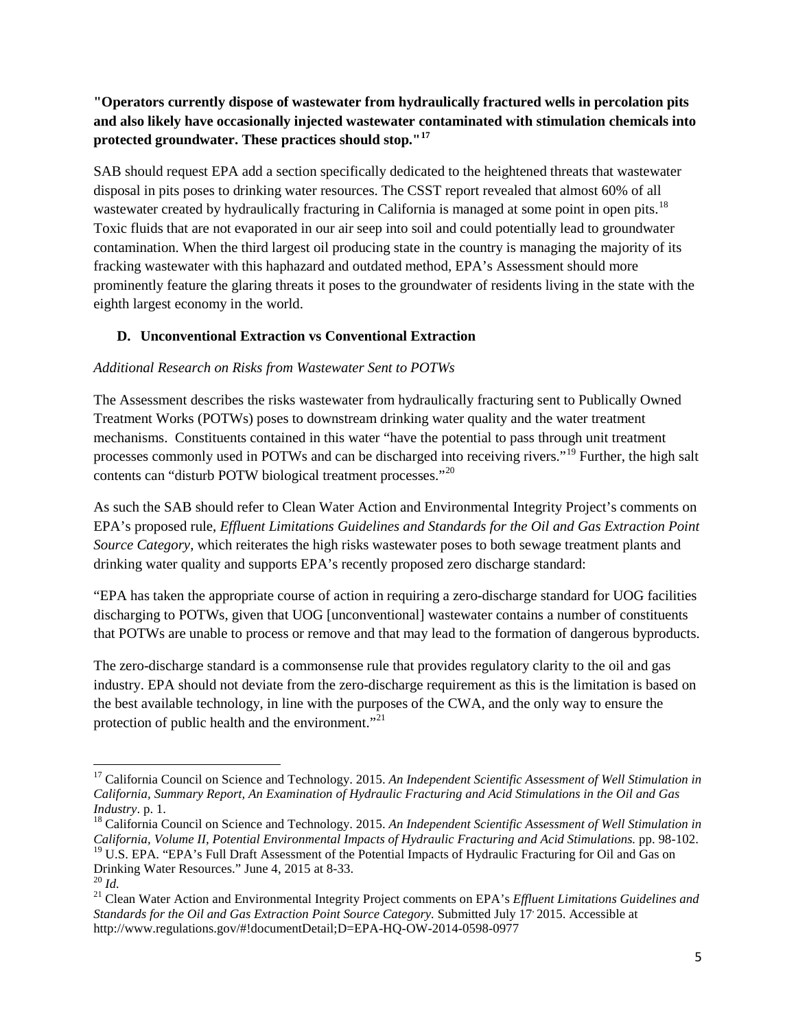**"Operators currently dispose of wastewater from hydraulically fractured wells in percolation pits and also likely have occasionally injected wastewater contaminated with stimulation chemicals into protected groundwater. These practices should stop."[17]**

SAB should request EPA add a section specifically dedicated to the heightened threats that wastewater disposal in pits poses to drinking water resources. The CSST report revealed that almost 60% of all wastewater created by hydraulically fracturing in California is managed at some point in open pits.[18] Toxic fluids that are not evaporated in our air seep into soil and could potentially lead to groundwater contamination. When the third largest oil producing state in the country is managing the majority of its fracking wastewater with this haphazard and outdated method, EPA's Assessment should more prominently feature the glaring threats it poses to the groundwater of residents living in the state with the eighth largest economy in the world.

### D. Unconventional Extraction vs Conventional Extraction

*Additional Research on Risks from Wastewater Sent to POTWs*

The Assessment describes the risks wastewater from hydraulically fracturing sent to Publically Owned Treatment Works (POTWs) poses to downstream drinking water quality and the water treatment mechanisms. Constituents contained in this water "have the potential to pass through unit treatment processes commonly used in POTWs and can be discharged into receiving rivers."[19] Further, the high salt contents can "disturb POTW biological treatment processes."[20]

As such the SAB should refer to Clean Water Action and Environmental Integrity Project's comments on EPA's proposed rule, *Effluent Limitations Guidelines and Standards for the Oil and Gas Extraction Point Source Category*, which reiterates the high risks wastewater poses to both sewage treatment plants and drinking water quality and supports EPA's recently proposed zero discharge standard:

"EPA has taken the appropriate course of action in requiring a zero-discharge standard for UOG facilities discharging to POTWs, given that UOG [unconventional] wastewater contains a number of constituents that POTWs are unable to process or remove and that may lead to the formation of dangerous byproducts.

The zero-discharge standard is a commonsense rule that provides regulatory clarity to the oil and gas industry. EPA should not deviate from the zero-discharge requirement as this is the limitation is based on the best available technology, in line with the purposes of the CWA, and the only way to ensure the protection of public health and the environment."[21]

---

[17] California Council on Science and Technology. 2015. *An Independent Scientific Assessment of Well Stimulation in California, Summary Report, An Examination of Hydraulic Fracturing and Acid Stimulations in the Oil and Gas Industry*. p. 1.

[18] California Council on Science and Technology. 2015. *An Independent Scientific Assessment of Well Stimulation in California, Volume II, Potential Environmental Impacts of Hydraulic Fracturing and Acid Stimulations.* pp. 98-102.

[19] U.S. EPA. "EPA's Full Draft Assessment of the Potential Impacts of Hydraulic Fracturing for Oil and Gas on Drinking Water Resources." June 4, 2015 at 8-33.

[20] *Id.*

[21] Clean Water Action and Environmental Integrity Project comments on EPA's *Effluent Limitations Guidelines and Standards for the Oil and Gas Extraction Point Source Category.* Submitted July 17, 2015. Accessible at http://www.regulations.gov/#!documentDetail;D=EPA-HQ-OW-2014-0598-0977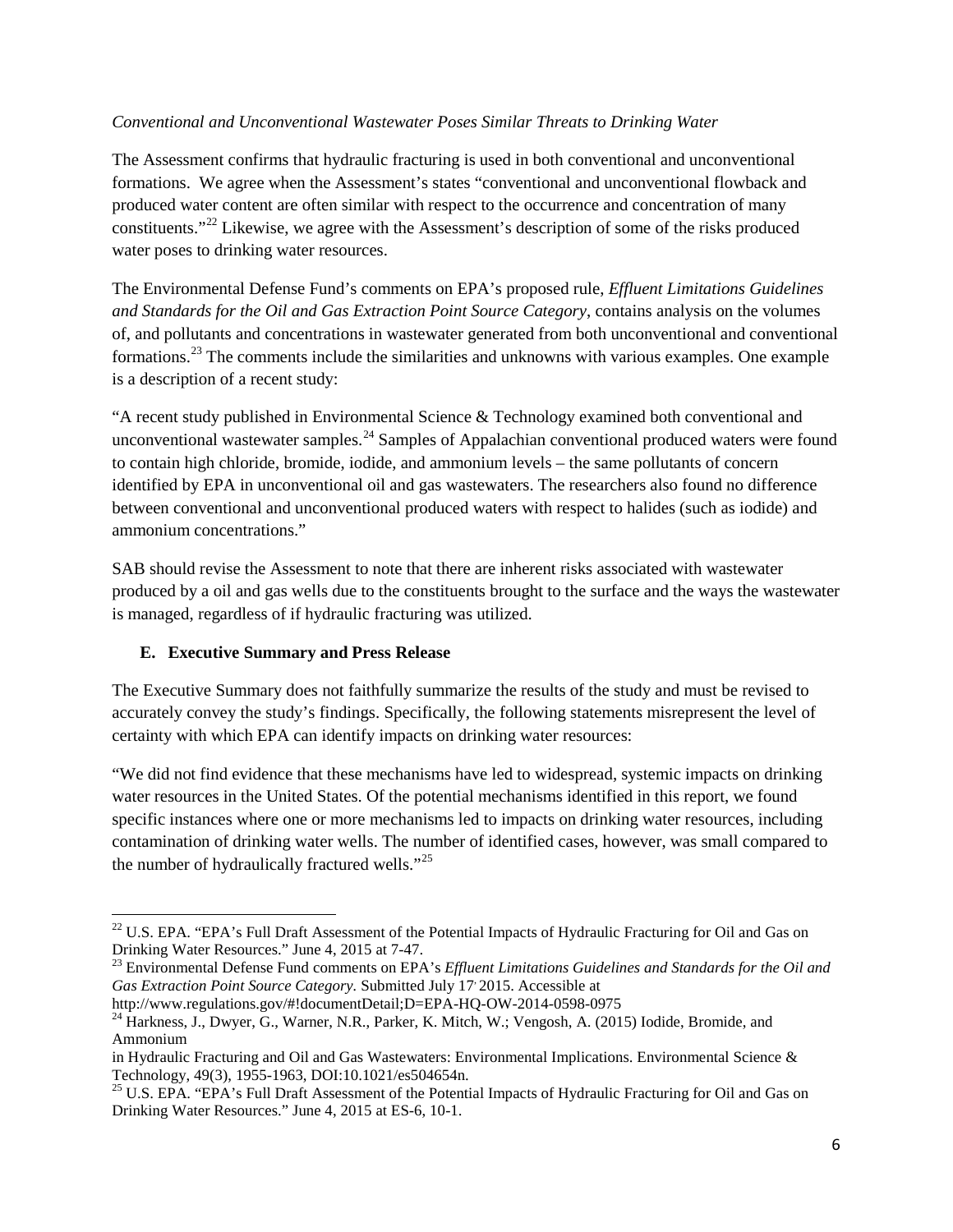*Conventional and Unconventional Wastewater Poses Similar Threats to Drinking Water*

The Assessment confirms that hydraulic fracturing is used in both conventional and unconventional formations. We agree when the Assessment's states "conventional and unconventional flowback and produced water content are often similar with respect to the occurrence and concentration of many constituents."[22] Likewise, we agree with the Assessment's description of some of the risks produced water poses to drinking water resources.

The Environmental Defense Fund's comments on EPA's proposed rule, *Effluent Limitations Guidelines and Standards for the Oil and Gas Extraction Point Source Category*, contains analysis on the volumes of, and pollutants and concentrations in wastewater generated from both unconventional and conventional formations.[23] The comments include the similarities and unknowns with various examples. One example is a description of a recent study:

"A recent study published in Environmental Science & Technology examined both conventional and unconventional wastewater samples.[24] Samples of Appalachian conventional produced waters were found to contain high chloride, bromide, iodide, and ammonium levels – the same pollutants of concern identified by EPA in unconventional oil and gas wastewaters. The researchers also found no difference between conventional and unconventional produced waters with respect to halides (such as iodide) and ammonium concentrations."

SAB should revise the Assessment to note that there are inherent risks associated with wastewater produced by a oil and gas wells due to the constituents brought to the surface and the ways the wastewater is managed, regardless of if hydraulic fracturing was utilized.

### E. Executive Summary and Press Release

The Executive Summary does not faithfully summarize the results of the study and must be revised to accurately convey the study's findings. Specifically, the following statements misrepresent the level of certainty with which EPA can identify impacts on drinking water resources:

"We did not find evidence that these mechanisms have led to widespread, systemic impacts on drinking water resources in the United States. Of the potential mechanisms identified in this report, we found specific instances where one or more mechanisms led to impacts on drinking water resources, including contamination of drinking water wells. The number of identified cases, however, was small compared to the number of hydraulically fractured wells."[25]

---

[22] U.S. EPA. "EPA's Full Draft Assessment of the Potential Impacts of Hydraulic Fracturing for Oil and Gas on Drinking Water Resources." June 4, 2015 at 7-47.

[23] Environmental Defense Fund comments on EPA's *Effluent Limitations Guidelines and Standards for the Oil and Gas Extraction Point Source Category.* Submitted July 17, 2015. Accessible at http://www.regulations.gov/#!documentDetail;D=EPA-HQ-OW-2014-0598-0975

[24] Harkness, J., Dwyer, G., Warner, N.R., Parker, K. Mitch, W.; Vengosh, A. (2015) Iodide, Bromide, and Ammonium in Hydraulic Fracturing and Oil and Gas Wastewaters: Environmental Implications. Environmental Science & Technology, 49(3), 1955-1963, DOI:10.1021/es504654n.

[25] U.S. EPA. "EPA's Full Draft Assessment of the Potential Impacts of Hydraulic Fracturing for Oil and Gas on Drinking Water Resources." June 4, 2015 at ES-6, 10-1.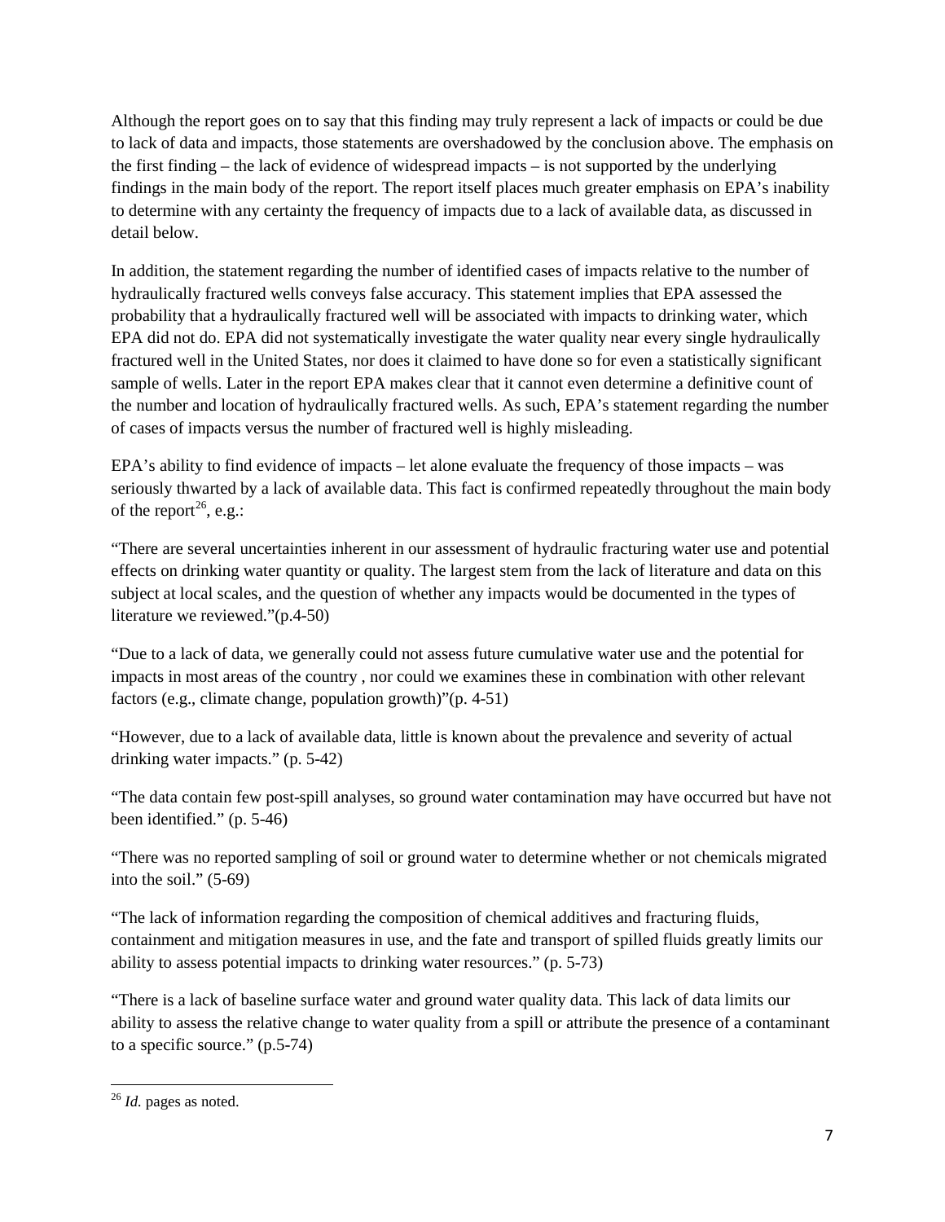Although the report goes on to say that this finding may truly represent a lack of impacts or could be due to lack of data and impacts, those statements are overshadowed by the conclusion above. The emphasis on the first finding – the lack of evidence of widespread impacts – is not supported by the underlying findings in the main body of the report. The report itself places much greater emphasis on EPA's inability to determine with any certainty the frequency of impacts due to a lack of available data, as discussed in detail below.

In addition, the statement regarding the number of identified cases of impacts relative to the number of hydraulically fractured wells conveys false accuracy. This statement implies that EPA assessed the probability that a hydraulically fractured well will be associated with impacts to drinking water, which EPA did not do. EPA did not systematically investigate the water quality near every single hydraulically fractured well in the United States, nor does it claimed to have done so for even a statistically significant sample of wells. Later in the report EPA makes clear that it cannot even determine a definitive count of the number and location of hydraulically fractured wells. As such, EPA's statement regarding the number of cases of impacts versus the number of fractured well is highly misleading.

EPA's ability to find evidence of impacts – let alone evaluate the frequency of those impacts – was seriously thwarted by a lack of available data. This fact is confirmed repeatedly throughout the main body of the report[26], e.g.:

"There are several uncertainties inherent in our assessment of hydraulic fracturing water use and potential effects on drinking water quantity or quality. The largest stem from the lack of literature and data on this subject at local scales, and the question of whether any impacts would be documented in the types of literature we reviewed."(p.4-50)

"Due to a lack of data, we generally could not assess future cumulative water use and the potential for impacts in most areas of the country , nor could we examines these in combination with other relevant factors (e.g., climate change, population growth)"(p. 4-51)

"However, due to a lack of available data, little is known about the prevalence and severity of actual drinking water impacts." (p. 5-42)

"The data contain few post-spill analyses, so ground water contamination may have occurred but have not been identified." (p. 5-46)

"There was no reported sampling of soil or ground water to determine whether or not chemicals migrated into the soil." (5-69)

"The lack of information regarding the composition of chemical additives and fracturing fluids, containment and mitigation measures in use, and the fate and transport of spilled fluids greatly limits our ability to assess potential impacts to drinking water resources." (p. 5-73)

"There is a lack of baseline surface water and ground water quality data. This lack of data limits our ability to assess the relative change to water quality from a spill or attribute the presence of a contaminant to a specific source." (p.5-74)

---

[26] *Id.* pages as noted.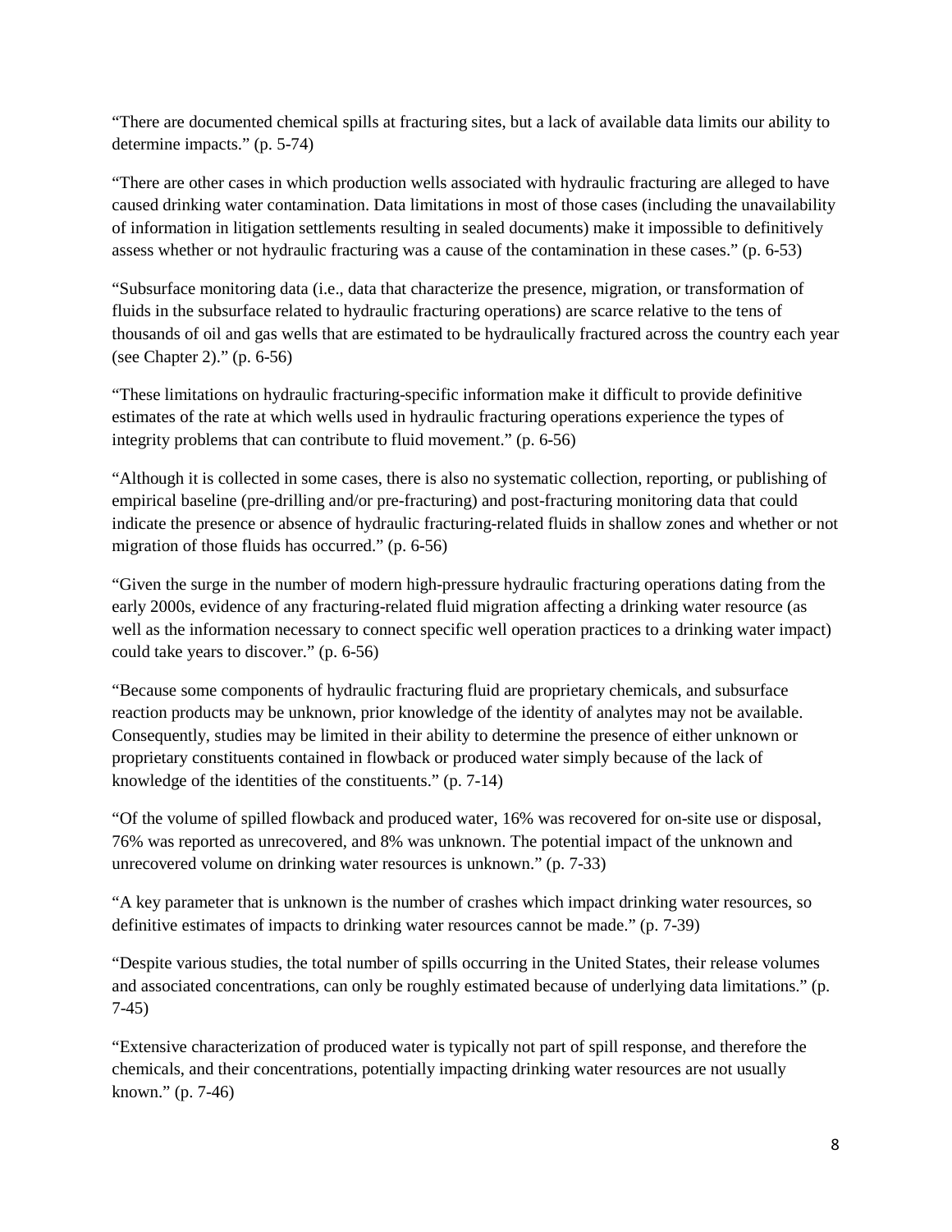"There are documented chemical spills at fracturing sites, but a lack of available data limits our ability to determine impacts." (p. 5-74)

"There are other cases in which production wells associated with hydraulic fracturing are alleged to have caused drinking water contamination. Data limitations in most of those cases (including the unavailability of information in litigation settlements resulting in sealed documents) make it impossible to definitively assess whether or not hydraulic fracturing was a cause of the contamination in these cases." (p. 6-53)

"Subsurface monitoring data (i.e., data that characterize the presence, migration, or transformation of fluids in the subsurface related to hydraulic fracturing operations) are scarce relative to the tens of thousands of oil and gas wells that are estimated to be hydraulically fractured across the country each year (see Chapter 2)." (p. 6-56)

"These limitations on hydraulic fracturing-specific information make it difficult to provide definitive estimates of the rate at which wells used in hydraulic fracturing operations experience the types of integrity problems that can contribute to fluid movement." (p. 6-56)

"Although it is collected in some cases, there is also no systematic collection, reporting, or publishing of empirical baseline (pre-drilling and/or pre-fracturing) and post-fracturing monitoring data that could indicate the presence or absence of hydraulic fracturing-related fluids in shallow zones and whether or not migration of those fluids has occurred." (p. 6-56)

"Given the surge in the number of modern high-pressure hydraulic fracturing operations dating from the early 2000s, evidence of any fracturing-related fluid migration affecting a drinking water resource (as well as the information necessary to connect specific well operation practices to a drinking water impact) could take years to discover." (p. 6-56)

"Because some components of hydraulic fracturing fluid are proprietary chemicals, and subsurface reaction products may be unknown, prior knowledge of the identity of analytes may not be available. Consequently, studies may be limited in their ability to determine the presence of either unknown or proprietary constituents contained in flowback or produced water simply because of the lack of knowledge of the identities of the constituents." (p. 7-14)

"Of the volume of spilled flowback and produced water, 16% was recovered for on-site use or disposal, 76% was reported as unrecovered, and 8% was unknown. The potential impact of the unknown and unrecovered volume on drinking water resources is unknown." (p. 7-33)

"A key parameter that is unknown is the number of crashes which impact drinking water resources, so definitive estimates of impacts to drinking water resources cannot be made." (p. 7-39)

"Despite various studies, the total number of spills occurring in the United States, their release volumes and associated concentrations, can only be roughly estimated because of underlying data limitations." (p. 7-45)

"Extensive characterization of produced water is typically not part of spill response, and therefore the chemicals, and their concentrations, potentially impacting drinking water resources are not usually known." (p. 7-46)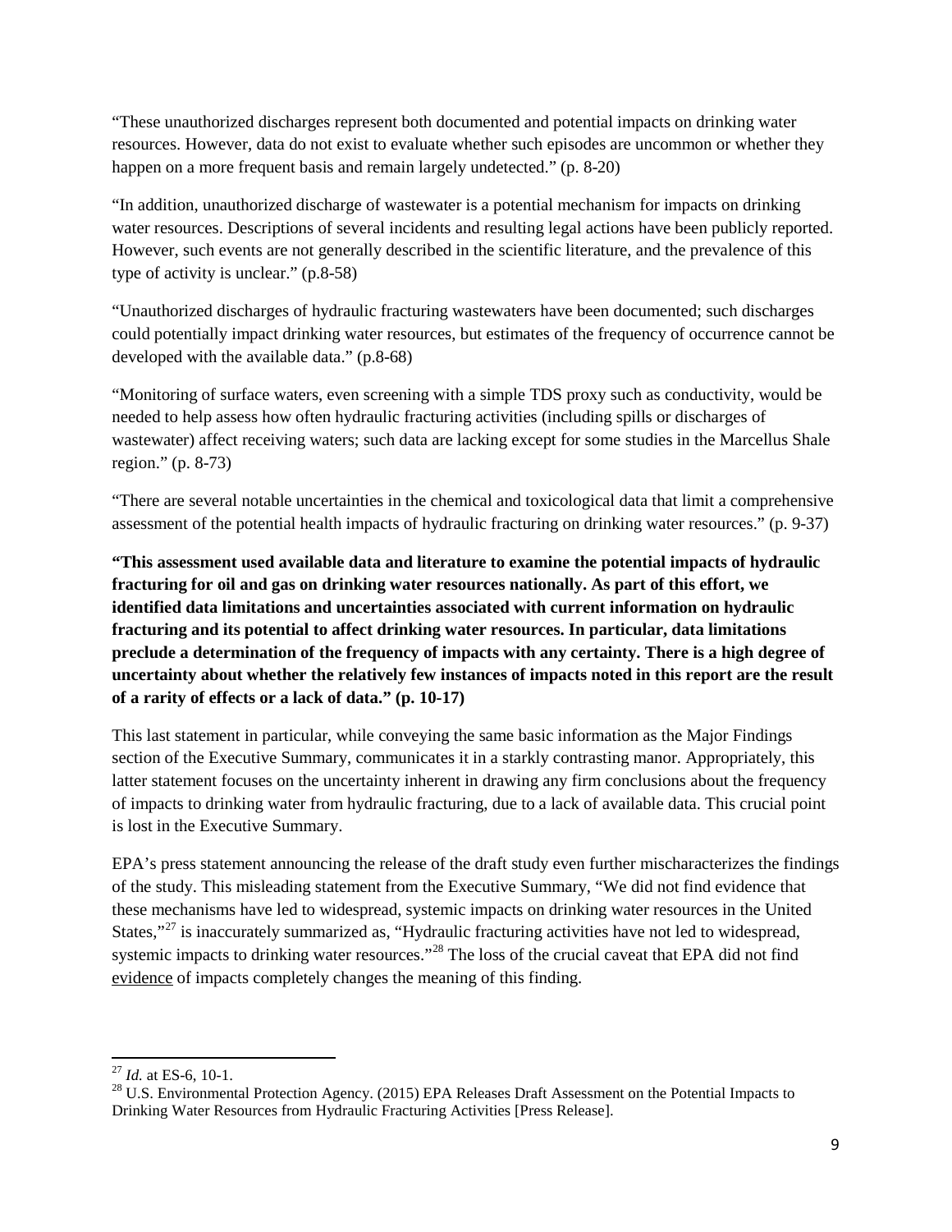"These unauthorized discharges represent both documented and potential impacts on drinking water resources. However, data do not exist to evaluate whether such episodes are uncommon or whether they happen on a more frequent basis and remain largely undetected." (p. 8-20)

"In addition, unauthorized discharge of wastewater is a potential mechanism for impacts on drinking water resources. Descriptions of several incidents and resulting legal actions have been publicly reported. However, such events are not generally described in the scientific literature, and the prevalence of this type of activity is unclear." (p.8-58)

"Unauthorized discharges of hydraulic fracturing wastewaters have been documented; such discharges could potentially impact drinking water resources, but estimates of the frequency of occurrence cannot be developed with the available data." (p.8-68)

"Monitoring of surface waters, even screening with a simple TDS proxy such as conductivity, would be needed to help assess how often hydraulic fracturing activities (including spills or discharges of wastewater) affect receiving waters; such data are lacking except for some studies in the Marcellus Shale region." (p. 8-73)

"There are several notable uncertainties in the chemical and toxicological data that limit a comprehensive assessment of the potential health impacts of hydraulic fracturing on drinking water resources." (p. 9-37)

**"This assessment used available data and literature to examine the potential impacts of hydraulic fracturing for oil and gas on drinking water resources nationally. As part of this effort, we identified data limitations and uncertainties associated with current information on hydraulic fracturing and its potential to affect drinking water resources. In particular, data limitations preclude a determination of the frequency of impacts with any certainty. There is a high degree of uncertainty about whether the relatively few instances of impacts noted in this report are the result of a rarity of effects or a lack of data." (p. 10-17)**

This last statement in particular, while conveying the same basic information as the Major Findings section of the Executive Summary, communicates it in a starkly contrasting manor. Appropriately, this latter statement focuses on the uncertainty inherent in drawing any firm conclusions about the frequency of impacts to drinking water from hydraulic fracturing, due to a lack of available data. This crucial point is lost in the Executive Summary.

EPA's press statement announcing the release of the draft study even further mischaracterizes the findings of the study. This misleading statement from the Executive Summary, "We did not find evidence that these mechanisms have led to widespread, systemic impacts on drinking water resources in the United States,"[27] is inaccurately summarized as, "Hydraulic fracturing activities have not led to widespread, systemic impacts to drinking water resources."[28] The loss of the crucial caveat that EPA did not find evidence of impacts completely changes the meaning of this finding.

---

[27] *Id.* at ES-6, 10-1.

[28] U.S. Environmental Protection Agency. (2015) EPA Releases Draft Assessment on the Potential Impacts to Drinking Water Resources from Hydraulic Fracturing Activities [Press Release].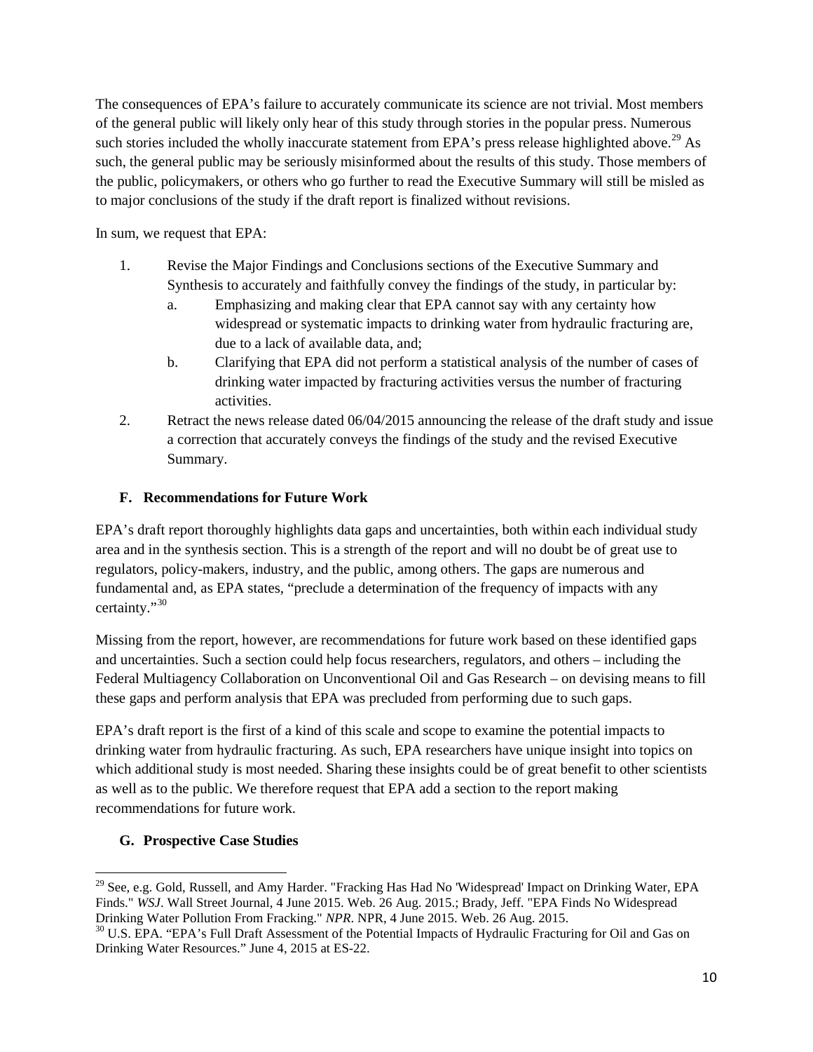The consequences of EPA's failure to accurately communicate its science are not trivial. Most members of the general public will likely only hear of this study through stories in the popular press. Numerous such stories included the wholly inaccurate statement from EPA's press release highlighted above.[29] As such, the general public may be seriously misinformed about the results of this study. Those members of the public, policymakers, or others who go further to read the Executive Summary will still be misled as to major conclusions of the study if the draft report is finalized without revisions.

In sum, we request that EPA:

1. Revise the Major Findings and Conclusions sections of the Executive Summary and Synthesis to accurately and faithfully convey the findings of the study, in particular by:
   a. Emphasizing and making clear that EPA cannot say with any certainty how widespread or systematic impacts to drinking water from hydraulic fracturing are, due to a lack of available data, and;
   b. Clarifying that EPA did not perform a statistical analysis of the number of cases of drinking water impacted by fracturing activities versus the number of fracturing activities.
2. Retract the news release dated 06/04/2015 announcing the release of the draft study and issue a correction that accurately conveys the findings of the study and the revised Executive Summary.

### F. Recommendations for Future Work

EPA's draft report thoroughly highlights data gaps and uncertainties, both within each individual study area and in the synthesis section. This is a strength of the report and will no doubt be of great use to regulators, policy-makers, industry, and the public, among others. The gaps are numerous and fundamental and, as EPA states, "preclude a determination of the frequency of impacts with any certainty."[30]

Missing from the report, however, are recommendations for future work based on these identified gaps and uncertainties. Such a section could help focus researchers, regulators, and others – including the Federal Multiagency Collaboration on Unconventional Oil and Gas Research – on devising means to fill these gaps and perform analysis that EPA was precluded from performing due to such gaps.

EPA's draft report is the first of a kind of this scale and scope to examine the potential impacts to drinking water from hydraulic fracturing. As such, EPA researchers have unique insight into topics on which additional study is most needed. Sharing these insights could be of great benefit to other scientists as well as to the public. We therefore request that EPA add a section to the report making recommendations for future work.

### G. Prospective Case Studies

---

[29] See, e.g. Gold, Russell, and Amy Harder. "Fracking Has Had No 'Widespread' Impact on Drinking Water, EPA Finds." *WSJ*. Wall Street Journal, 4 June 2015. Web. 26 Aug. 2015.; Brady, Jeff. "EPA Finds No Widespread Drinking Water Pollution From Fracking." *NPR*. NPR, 4 June 2015. Web. 26 Aug. 2015.

[30] U.S. EPA. "EPA's Full Draft Assessment of the Potential Impacts of Hydraulic Fracturing for Oil and Gas on Drinking Water Resources." June 4, 2015 at ES-22.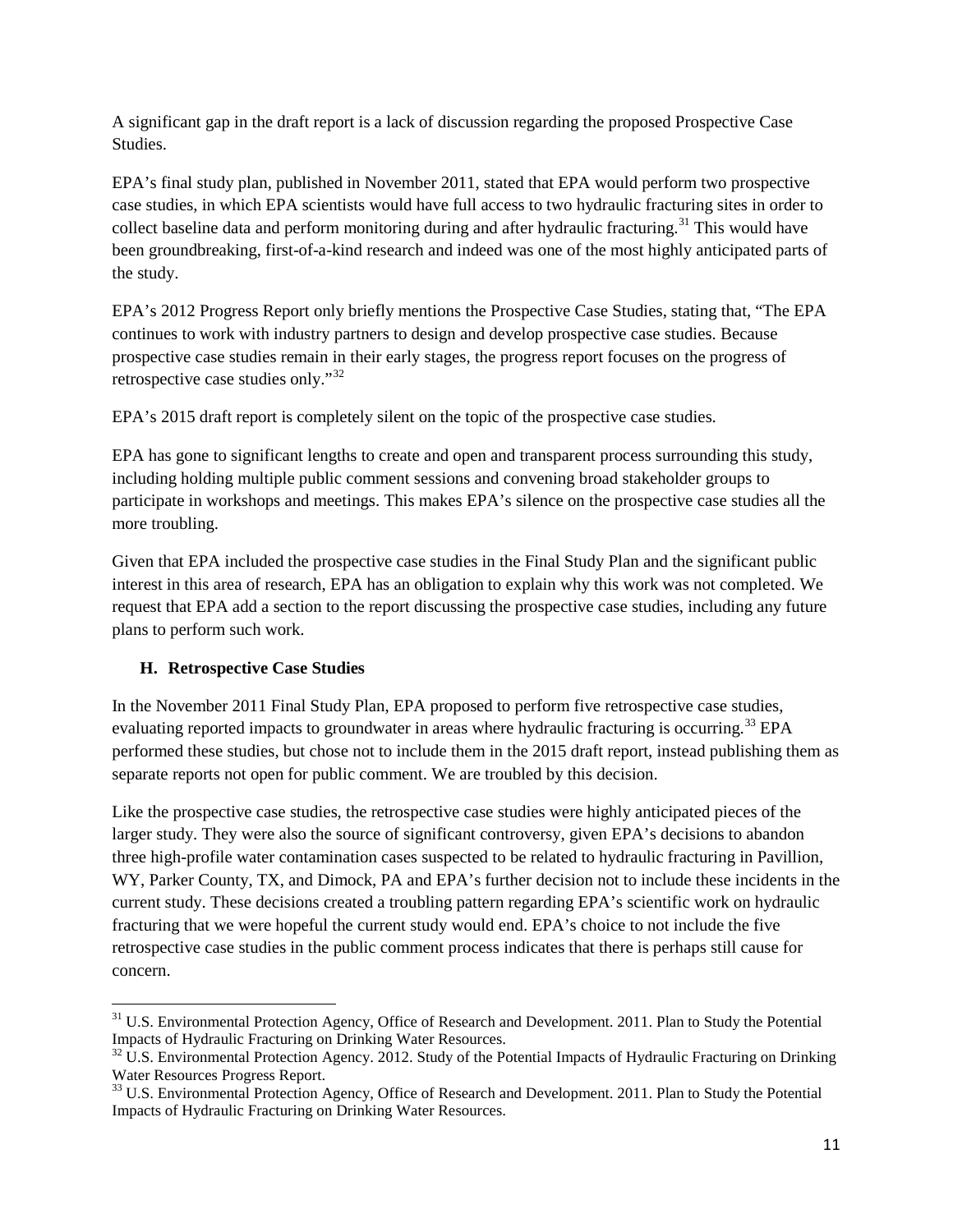A significant gap in the draft report is a lack of discussion regarding the proposed Prospective Case Studies.

EPA's final study plan, published in November 2011, stated that EPA would perform two prospective case studies, in which EPA scientists would have full access to two hydraulic fracturing sites in order to collect baseline data and perform monitoring during and after hydraulic fracturing.[31] This would have been groundbreaking, first-of-a-kind research and indeed was one of the most highly anticipated parts of the study.

EPA's 2012 Progress Report only briefly mentions the Prospective Case Studies, stating that, "The EPA continues to work with industry partners to design and develop prospective case studies. Because prospective case studies remain in their early stages, the progress report focuses on the progress of retrospective case studies only."[32]

EPA's 2015 draft report is completely silent on the topic of the prospective case studies.

EPA has gone to significant lengths to create and open and transparent process surrounding this study, including holding multiple public comment sessions and convening broad stakeholder groups to participate in workshops and meetings. This makes EPA's silence on the prospective case studies all the more troubling.

Given that EPA included the prospective case studies in the Final Study Plan and the significant public interest in this area of research, EPA has an obligation to explain why this work was not completed. We request that EPA add a section to the report discussing the prospective case studies, including any future plans to perform such work.

### H. Retrospective Case Studies

In the November 2011 Final Study Plan, EPA proposed to perform five retrospective case studies, evaluating reported impacts to groundwater in areas where hydraulic fracturing is occurring.[33] EPA performed these studies, but chose not to include them in the 2015 draft report, instead publishing them as separate reports not open for public comment. We are troubled by this decision.

Like the prospective case studies, the retrospective case studies were highly anticipated pieces of the larger study. They were also the source of significant controversy, given EPA's decisions to abandon three high-profile water contamination cases suspected to be related to hydraulic fracturing in Pavillion, WY, Parker County, TX, and Dimock, PA and EPA's further decision not to include these incidents in the current study. These decisions created a troubling pattern regarding EPA's scientific work on hydraulic fracturing that we were hopeful the current study would end. EPA's choice to not include the five retrospective case studies in the public comment process indicates that there is perhaps still cause for concern.

---

[31] U.S. Environmental Protection Agency, Office of Research and Development. 2011. Plan to Study the Potential Impacts of Hydraulic Fracturing on Drinking Water Resources.

[32] U.S. Environmental Protection Agency. 2012. Study of the Potential Impacts of Hydraulic Fracturing on Drinking Water Resources Progress Report.

[33] U.S. Environmental Protection Agency, Office of Research and Development. 2011. Plan to Study the Potential Impacts of Hydraulic Fracturing on Drinking Water Resources.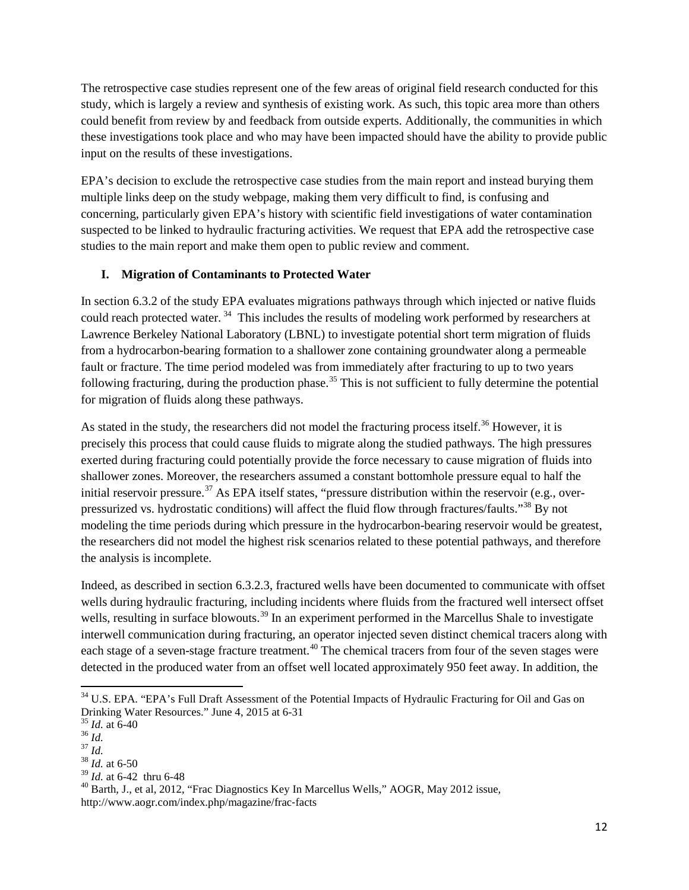The retrospective case studies represent one of the few areas of original field research conducted for this study, which is largely a review and synthesis of existing work. As such, this topic area more than others could benefit from review by and feedback from outside experts. Additionally, the communities in which these investigations took place and who may have been impacted should have the ability to provide public input on the results of these investigations.

EPA's decision to exclude the retrospective case studies from the main report and instead burying them multiple links deep on the study webpage, making them very difficult to find, is confusing and concerning, particularly given EPA's history with scientific field investigations of water contamination suspected to be linked to hydraulic fracturing activities. We request that EPA add the retrospective case studies to the main report and make them open to public review and comment.

## I. Migration of Contaminants to Protected Water

In section 6.3.2 of the study EPA evaluates migrations pathways through which injected or native fluids could reach protected water. [34] This includes the results of modeling work performed by researchers at Lawrence Berkeley National Laboratory (LBNL) to investigate potential short term migration of fluids from a hydrocarbon-bearing formation to a shallower zone containing groundwater along a permeable fault or fracture. The time period modeled was from immediately after fracturing to up to two years following fracturing, during the production phase.[35] This is not sufficient to fully determine the potential for migration of fluids along these pathways.

As stated in the study, the researchers did not model the fracturing process itself.[36] However, it is precisely this process that could cause fluids to migrate along the studied pathways. The high pressures exerted during fracturing could potentially provide the force necessary to cause migration of fluids into shallower zones. Moreover, the researchers assumed a constant bottomhole pressure equal to half the initial reservoir pressure.[37] As EPA itself states, "pressure distribution within the reservoir (e.g., over-pressurized vs. hydrostatic conditions) will affect the fluid flow through fractures/faults."[38] By not modeling the time periods during which pressure in the hydrocarbon-bearing reservoir would be greatest, the researchers did not model the highest risk scenarios related to these potential pathways, and therefore the analysis is incomplete.

Indeed, as described in section 6.3.2.3, fractured wells have been documented to communicate with offset wells during hydraulic fracturing, including incidents where fluids from the fractured well intersect offset wells, resulting in surface blowouts.[39] In an experiment performed in the Marcellus Shale to investigate interwell communication during fracturing, an operator injected seven distinct chemical tracers along with each stage of a seven-stage fracture treatment.[40] The chemical tracers from four of the seven stages were detected in the produced water from an offset well located approximately 950 feet away. In addition, the

---

[34] U.S. EPA. "EPA's Full Draft Assessment of the Potential Impacts of Hydraulic Fracturing for Oil and Gas on Drinking Water Resources." June 4, 2015 at 6-31

[35] *Id.* at 6-40

[36] *Id.*

[37] *Id.*

[38] *Id.* at 6-50

[39] *Id.* at 6-42 thru 6-48

[40] Barth, J., et al, 2012, "Frac Diagnostics Key In Marcellus Wells," AOGR, May 2012 issue, http://www.aogr.com/index.php/magazine/frac-facts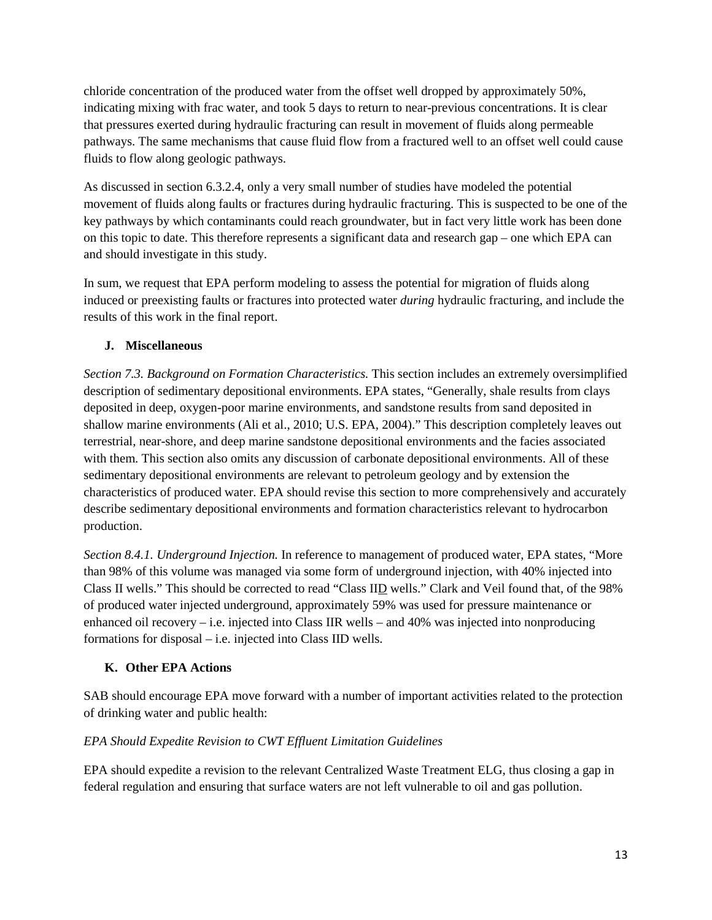chloride concentration of the produced water from the offset well dropped by approximately 50%, indicating mixing with frac water, and took 5 days to return to near-previous concentrations. It is clear that pressures exerted during hydraulic fracturing can result in movement of fluids along permeable pathways. The same mechanisms that cause fluid flow from a fractured well to an offset well could cause fluids to flow along geologic pathways.

As discussed in section 6.3.2.4, only a very small number of studies have modeled the potential movement of fluids along faults or fractures during hydraulic fracturing. This is suspected to be one of the key pathways by which contaminants could reach groundwater, but in fact very little work has been done on this topic to date. This therefore represents a significant data and research gap – one which EPA can and should investigate in this study.

In sum, we request that EPA perform modeling to assess the potential for migration of fluids along induced or preexisting faults or fractures into protected water *during* hydraulic fracturing, and include the results of this work in the final report.

### J. Miscellaneous

*Section 7.3. Background on Formation Characteristics.* This section includes an extremely oversimplified description of sedimentary depositional environments. EPA states, "Generally, shale results from clays deposited in deep, oxygen-poor marine environments, and sandstone results from sand deposited in shallow marine environments (Ali et al., 2010; U.S. EPA, 2004)." This description completely leaves out terrestrial, near-shore, and deep marine sandstone depositional environments and the facies associated with them. This section also omits any discussion of carbonate depositional environments. All of these sedimentary depositional environments are relevant to petroleum geology and by extension the characteristics of produced water. EPA should revise this section to more comprehensively and accurately describe sedimentary depositional environments and formation characteristics relevant to hydrocarbon production.

*Section 8.4.1. Underground Injection.* In reference to management of produced water, EPA states, "More than 98% of this volume was managed via some form of underground injection, with 40% injected into Class II wells." This should be corrected to read "Class II<u>D</u> wells." Clark and Veil found that, of the 98% of produced water injected underground, approximately 59% was used for pressure maintenance or enhanced oil recovery – i.e. injected into Class IIR wells – and 40% was injected into nonproducing formations for disposal – i.e. injected into Class IID wells.

### K. Other EPA Actions

SAB should encourage EPA move forward with a number of important activities related to the protection of drinking water and public health:

*EPA Should Expedite Revision to CWT Effluent Limitation Guidelines*

EPA should expedite a revision to the relevant Centralized Waste Treatment ELG, thus closing a gap in federal regulation and ensuring that surface waters are not left vulnerable to oil and gas pollution.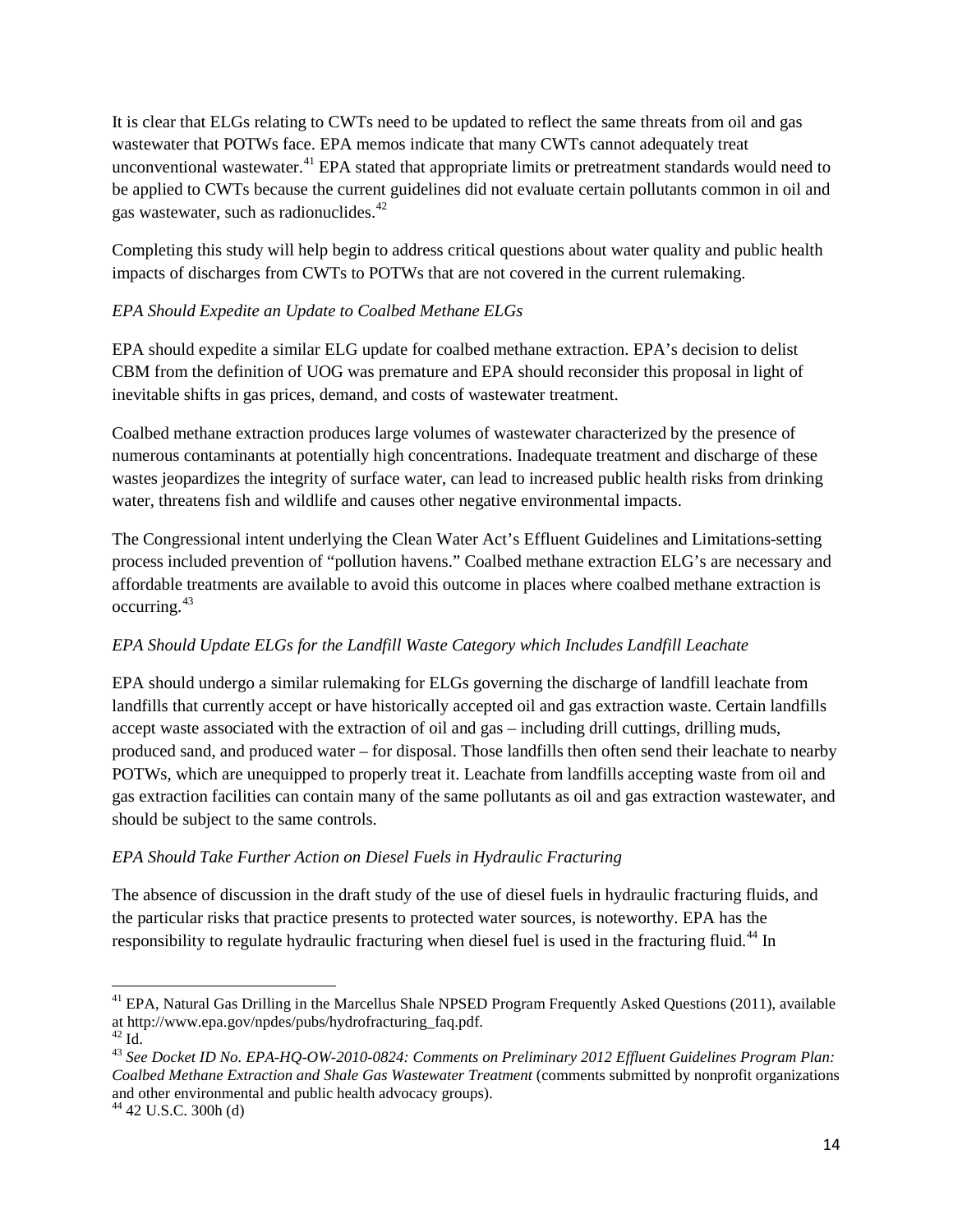It is clear that ELGs relating to CWTs need to be updated to reflect the same threats from oil and gas wastewater that POTWs face. EPA memos indicate that many CWTs cannot adequately treat unconventional wastewater.[41] EPA stated that appropriate limits or pretreatment standards would need to be applied to CWTs because the current guidelines did not evaluate certain pollutants common in oil and gas wastewater, such as radionuclides.[42]

Completing this study will help begin to address critical questions about water quality and public health impacts of discharges from CWTs to POTWs that are not covered in the current rulemaking.

*EPA Should Expedite an Update to Coalbed Methane ELGs*

EPA should expedite a similar ELG update for coalbed methane extraction. EPA's decision to delist CBM from the definition of UOG was premature and EPA should reconsider this proposal in light of inevitable shifts in gas prices, demand, and costs of wastewater treatment.

Coalbed methane extraction produces large volumes of wastewater characterized by the presence of numerous contaminants at potentially high concentrations. Inadequate treatment and discharge of these wastes jeopardizes the integrity of surface water, can lead to increased public health risks from drinking water, threatens fish and wildlife and causes other negative environmental impacts.

The Congressional intent underlying the Clean Water Act's Effluent Guidelines and Limitations-setting process included prevention of "pollution havens." Coalbed methane extraction ELG's are necessary and affordable treatments are available to avoid this outcome in places where coalbed methane extraction is occurring.[43]

*EPA Should Update ELGs for the Landfill Waste Category which Includes Landfill Leachate*

EPA should undergo a similar rulemaking for ELGs governing the discharge of landfill leachate from landfills that currently accept or have historically accepted oil and gas extraction waste. Certain landfills accept waste associated with the extraction of oil and gas – including drill cuttings, drilling muds, produced sand, and produced water – for disposal. Those landfills then often send their leachate to nearby POTWs, which are unequipped to properly treat it. Leachate from landfills accepting waste from oil and gas extraction facilities can contain many of the same pollutants as oil and gas extraction wastewater, and should be subject to the same controls.

*EPA Should Take Further Action on Diesel Fuels in Hydraulic Fracturing*

The absence of discussion in the draft study of the use of diesel fuels in hydraulic fracturing fluids, and the particular risks that practice presents to protected water sources, is noteworthy. EPA has the responsibility to regulate hydraulic fracturing when diesel fuel is used in the fracturing fluid.[44] In

---

[41] EPA, Natural Gas Drilling in the Marcellus Shale NPSED Program Frequently Asked Questions (2011), available at http://www.epa.gov/npdes/pubs/hydrofracturing_faq.pdf.

[42] Id.

[43] *See Docket ID No. EPA-HQ-OW-2010-0824: Comments on Preliminary 2012 Effluent Guidelines Program Plan: Coalbed Methane Extraction and Shale Gas Wastewater Treatment* (comments submitted by nonprofit organizations and other environmental and public health advocacy groups).

[44] 42 U.S.C. 300h (d)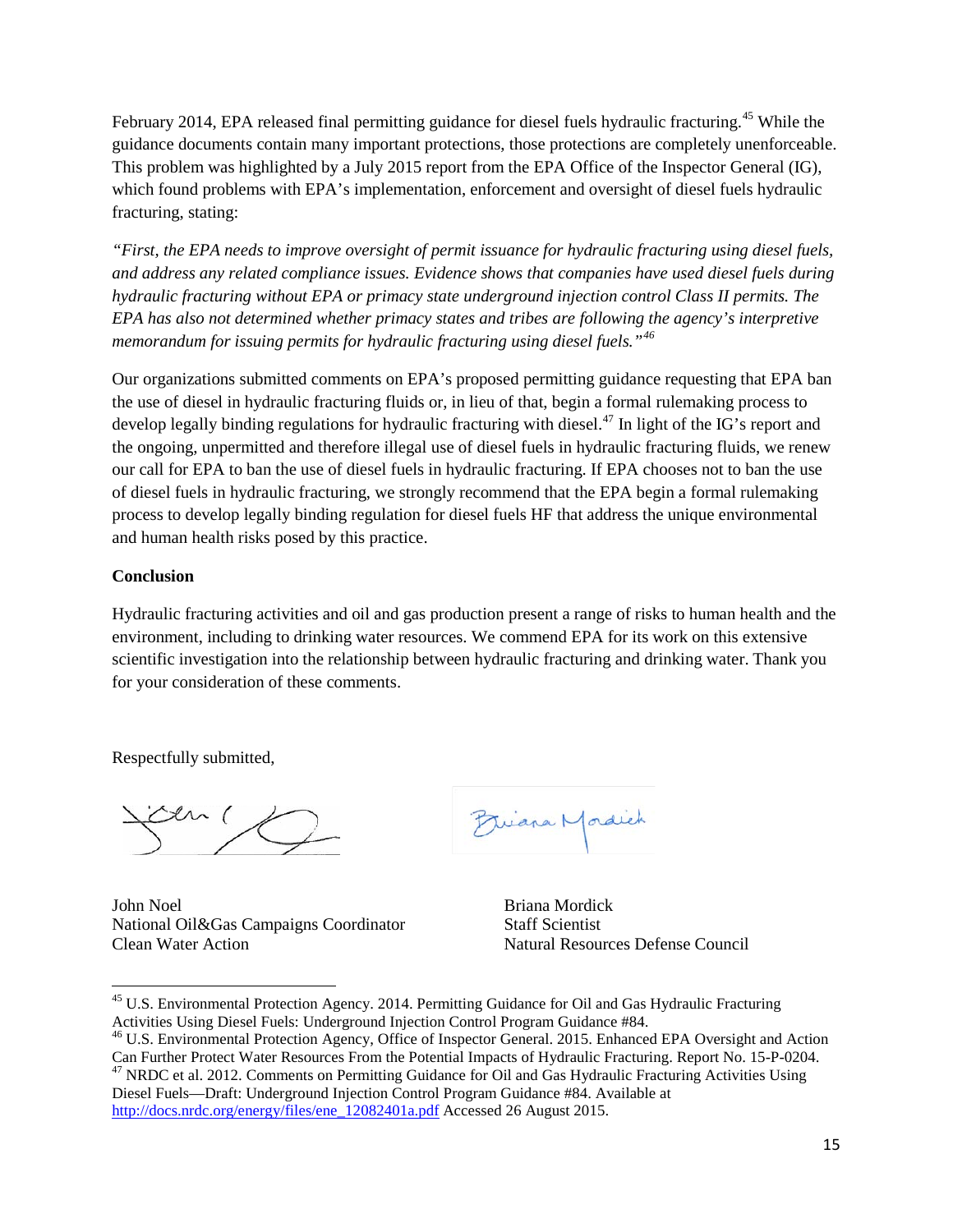February 2014, EPA released final permitting guidance for diesel fuels hydraulic fracturing.[45] While the guidance documents contain many important protections, those protections are completely unenforceable. This problem was highlighted by a July 2015 report from the EPA Office of the Inspector General (IG), which found problems with EPA's implementation, enforcement and oversight of diesel fuels hydraulic fracturing, stating:

*"First, the EPA needs to improve oversight of permit issuance for hydraulic fracturing using diesel fuels, and address any related compliance issues. Evidence shows that companies have used diesel fuels during hydraulic fracturing without EPA or primacy state underground injection control Class II permits. The EPA has also not determined whether primacy states and tribes are following the agency's interpretive memorandum for issuing permits for hydraulic fracturing using diesel fuels."*[46]

Our organizations submitted comments on EPA's proposed permitting guidance requesting that EPA ban the use of diesel in hydraulic fracturing fluids or, in lieu of that, begin a formal rulemaking process to develop legally binding regulations for hydraulic fracturing with diesel.[47] In light of the IG's report and the ongoing, unpermitted and therefore illegal use of diesel fuels in hydraulic fracturing fluids, we renew our call for EPA to ban the use of diesel fuels in hydraulic fracturing. If EPA chooses not to ban the use of diesel fuels in hydraulic fracturing, we strongly recommend that the EPA begin a formal rulemaking process to develop legally binding regulation for diesel fuels HF that address the unique environmental and human health risks posed by this practice.

**Conclusion**

Hydraulic fracturing activities and oil and gas production present a range of risks to human health and the environment, including to drinking water resources. We commend EPA for its work on this extensive scientific investigation into the relationship between hydraulic fracturing and drinking water. Thank you for your consideration of these comments.

Respectfully submitted,

John Noel
National Oil&Gas Campaigns Coordinator
Clean Water Action

Briana Mordick
Staff Scientist
Natural Resources Defense Council

---

[45] U.S. Environmental Protection Agency. 2014. Permitting Guidance for Oil and Gas Hydraulic Fracturing Activities Using Diesel Fuels: Underground Injection Control Program Guidance #84.

[46] U.S. Environmental Protection Agency, Office of Inspector General. 2015. Enhanced EPA Oversight and Action Can Further Protect Water Resources From the Potential Impacts of Hydraulic Fracturing. Report No. 15-P-0204.

[47] NRDC et al. 2012. Comments on Permitting Guidance for Oil and Gas Hydraulic Fracturing Activities Using Diesel Fuels—Draft: Underground Injection Control Program Guidance #84. Available at http://docs.nrdc.org/energy/files/ene_12082401a.pdf Accessed 26 August 2015.